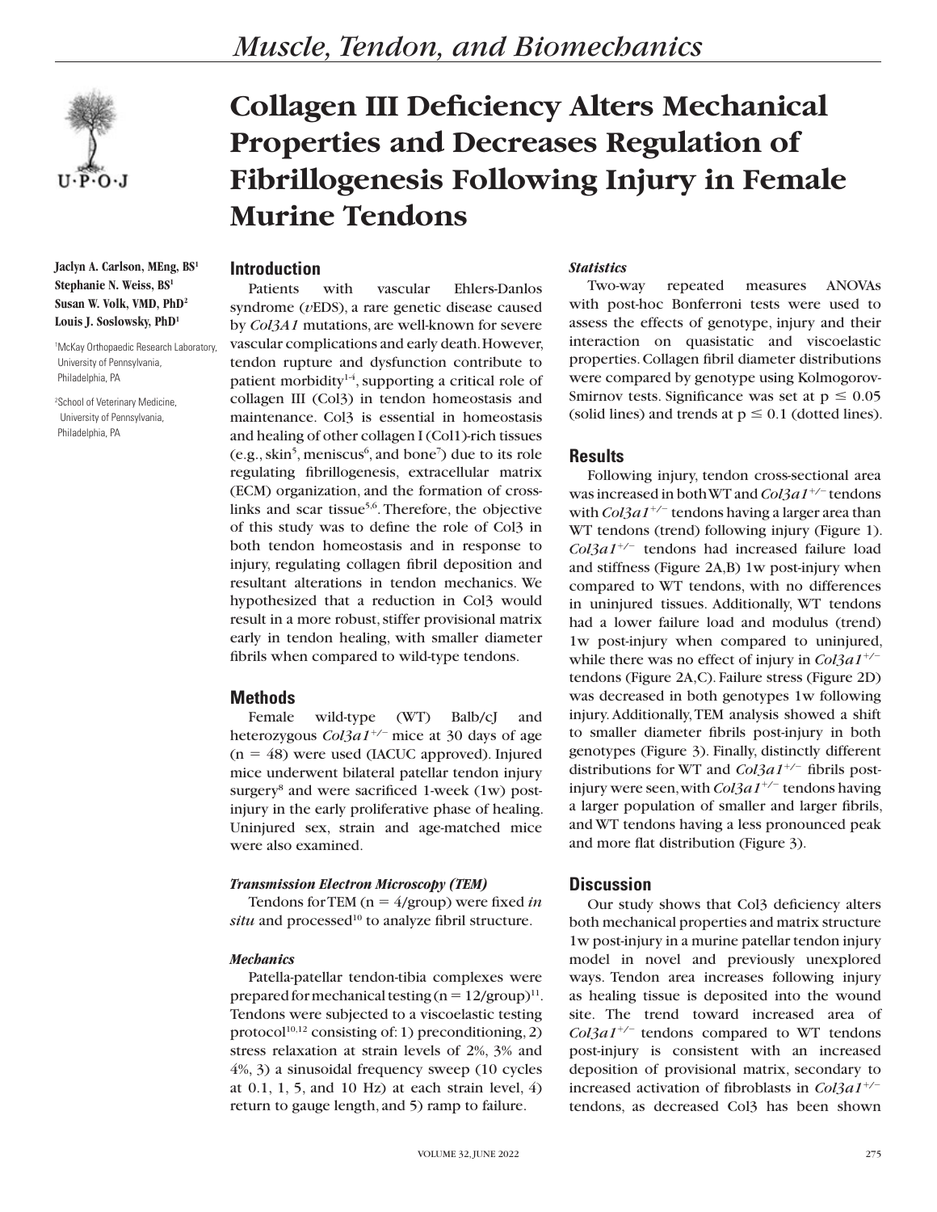# Collagen III Deficiency Alters Mechanical Properties and Decreases Regulation of Fibrillogenesis Following Injury in Female Murine Tendons

**Jaclyn A. Carlson, MEng, BS[1]**
**Stephanie N. Weiss, BS[1]**
**Susan W. Volk, VMD, PhD[2]**
**Louis J. Soslowsky, PhD[1]**

[1]McKay Orthopaedic Research Laboratory, University of Pennsylvania, Philadelphia, PA

[2]School of Veterinary Medicine, University of Pennsylvania, Philadelphia, PA

## Introduction

Patients with vascular Ehlers-Danlos syndrome (*v*EDS), a rare genetic disease caused by *Col3A1* mutations, are well-known for severe vascular complications and early death. However, tendon rupture and dysfunction contribute to patient morbidity[1-4], supporting a critical role of collagen III (Col3) in tendon homeostasis and maintenance. Col3 is essential in homeostasis and healing of other collagen I (Col1)-rich tissues (e.g., skin[5], meniscus[6], and bone[7]) due to its role regulating fibrillogenesis, extracellular matrix (ECM) organization, and the formation of cross-links and scar tissue[5,6]. Therefore, the objective of this study was to define the role of Col3 in both tendon homeostasis and in response to injury, regulating collagen fibril deposition and resultant alterations in tendon mechanics. We hypothesized that a reduction in Col3 would result in a more robust, stiffer provisional matrix early in tendon healing, with smaller diameter fibrils when compared to wild-type tendons.

## Methods

Female wild-type (WT) Balb/cJ and heterozygous *Col3a1*$^{+/-}$ mice at 30 days of age ($n = 48$) were used (IACUC approved). Injured mice underwent bilateral patellar tendon injury surgery[8] and were sacrificed 1-week (1w) post-injury in the early proliferative phase of healing. Uninjured sex, strain and age-matched mice were also examined.

### *Transmission Electron Microscopy (TEM)*

Tendons for TEM ($n = 4$/group) were fixed *in situ* and processed[10] to analyze fibril structure.

### *Mechanics*

Patella-patellar tendon-tibia complexes were prepared for mechanical testing ($n = 12$/group)[11]. Tendons were subjected to a viscoelastic testing protocol[10,12] consisting of: 1) preconditioning, 2) stress relaxation at strain levels of 2%, 3% and 4%, 3) a sinusoidal frequency sweep (10 cycles at 0.1, 1, 5, and 10 Hz) at each strain level, 4) return to gauge length, and 5) ramp to failure.

### *Statistics*

Two-way repeated measures ANOVAs with post-hoc Bonferroni tests were used to assess the effects of genotype, injury and their interaction on quasistatic and viscoelastic properties. Collagen fibril diameter distributions were compared by genotype using Kolmogorov-Smirnov tests. Significance was set at $p \leq 0.05$ (solid lines) and trends at $p \leq 0.1$ (dotted lines).

## Results

Following injury, tendon cross-sectional area was increased in both WT and *Col3a1*$^{+/-}$ tendons with *Col3a1*$^{+/-}$ tendons having a larger area than WT tendons (trend) following injury (Figure 1). *Col3a1*$^{+/-}$ tendons had increased failure load and stiffness (Figure 2A,B) 1w post-injury when compared to WT tendons, with no differences in uninjured tissues. Additionally, WT tendons had a lower failure load and modulus (trend) 1w post-injury when compared to uninjured, while there was no effect of injury in *Col3a1*$^{+/-}$ tendons (Figure 2A,C). Failure stress (Figure 2D) was decreased in both genotypes 1w following injury. Additionally, TEM analysis showed a shift to smaller diameter fibrils post-injury in both genotypes (Figure 3). Finally, distinctly different distributions for WT and *Col3a1*$^{+/-}$ fibrils post-injury were seen, with *Col3a1*$^{+/-}$ tendons having a larger population of smaller and larger fibrils, and WT tendons having a less pronounced peak and more flat distribution (Figure 3).

## Discussion

Our study shows that Col3 deficiency alters both mechanical properties and matrix structure 1w post-injury in a murine patellar tendon injury model in novel and previously unexplored ways. Tendon area increases following injury as healing tissue is deposited into the wound site. The trend toward increased area of *Col3a1*$^{+/-}$ tendons compared to WT tendons post-injury is consistent with an increased deposition of provisional matrix, secondary to increased activation of fibroblasts in *Col3a1*$^{+/-}$ tendons, as decreased Col3 has been shown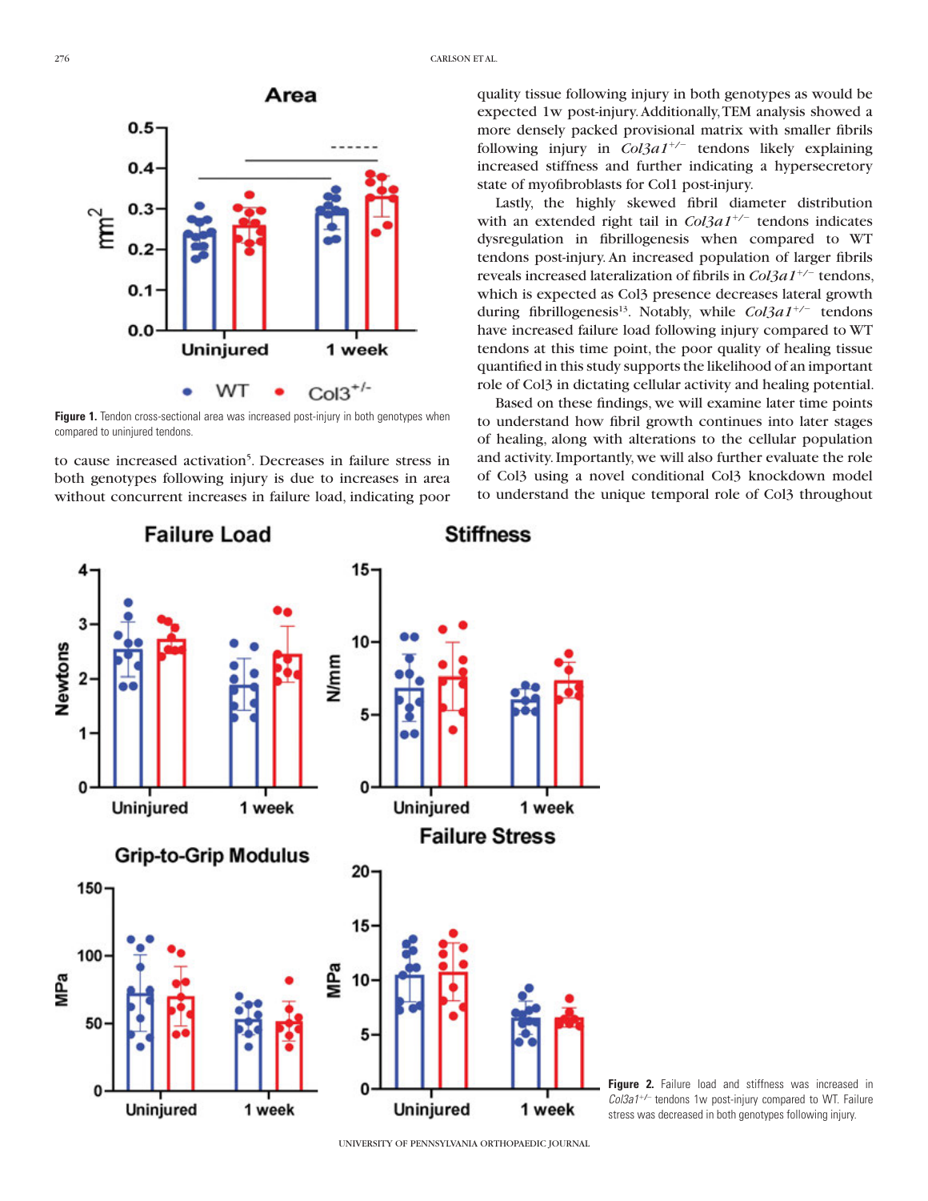Area

0.5
0.4
0.3
0.2
0.1
0.0

mm$^2$

Uninjured
1 week

WT
Col3$^{+/-}$

**Figure 1.** Tendon cross-sectional area was increased post-injury in both genotypes when compared to uninjured tendons.

to cause increased activation[5]. Decreases in failure stress in both genotypes following injury is due to increases in area without concurrent increases in failure load, indicating poor quality tissue following injury in both genotypes as would be expected 1w post-injury. Additionally, TEM analysis showed a more densely packed provisional matrix with smaller fibrils following injury in *Col3a1*$^{+/-}$ tendons likely explaining increased stiffness and further indicating a hypersecretory state of myofibroblasts for Col1 post-injury.

Lastly, the highly skewed fibril diameter distribution with an extended right tail in *Col3a1*$^{+/-}$ tendons indicates dysregulation in fibrillogenesis when compared to WT tendons post-injury. An increased population of larger fibrils reveals increased lateralization of fibrils in *Col3a1*$^{+/-}$ tendons, which is expected as Col3 presence decreases lateral growth during fibrillogenesis[13]. Notably, while *Col3a1*$^{+/-}$ tendons have increased failure load following injury compared to WT tendons at this time point, the poor quality of healing tissue quantified in this study supports the likelihood of an important role of Col3 in dictating cellular activity and healing potential.

Based on these findings, we will examine later time points to understand how fibril growth continues into later stages of healing, along with alterations to the cellular population and activity. Importantly, we will also further evaluate the role of Col3 using a novel conditional Col3 knockdown model to understand the unique temporal role of Col3 throughout

Failure Load

4
3
2
1
0

Newtons

Uninjured
1 week

Stiffness

15
10
5
0

N/mm

Uninjured
1 week

Grip-to-Grip Modulus

150
100
50
0

MPa

Uninjured
1 week

Failure Stress

20
15
10
5
0

MPa

Uninjured
1 week

**Figure 2.** Failure load and stiffness was increased in *Col3a1*$^{+/-}$ tendons 1w post-injury compared to WT. Failure stress was decreased in both genotypes following injury.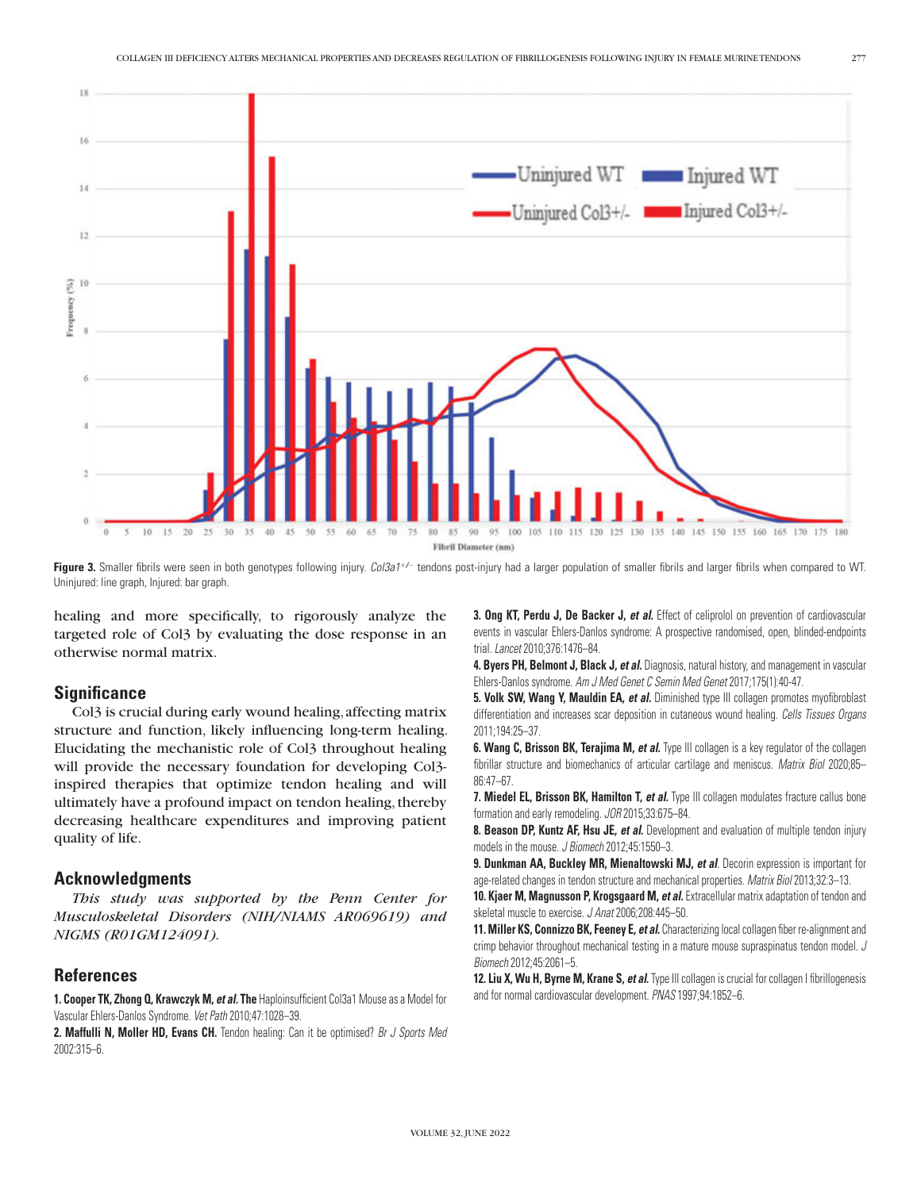18

16

14

12

10

8

6

4

2

0

Frequency (%)

Uninjured WT

Injured WT

Uninjured Col3+/-

Injured Col3+/-

0 5 10 15 20 25 30 35 40 45 50 55 60 65 70 75 80 85 90 95 100 105 110 115 120 125 130 135 140 145 150 155 160 165 170 175 180

Fibril Diameter (nm)

**Figure 3.** Smaller fibrils were seen in both genotypes following injury. *Col3a1*$^{+/-}$ tendons post-injury had a larger population of smaller fibrils and larger fibrils when compared to WT. Uninjured: line graph, Injured: bar graph.

healing and more specifically, to rigorously analyze the targeted role of Col3 by evaluating the dose response in an otherwise normal matrix.

## Significance

Col3 is crucial during early wound healing, affecting matrix structure and function, likely influencing long-term healing. Elucidating the mechanistic role of Col3 throughout healing will provide the necessary foundation for developing Col3-inspired therapies that optimize tendon healing and will ultimately have a profound impact on tendon healing, thereby decreasing healthcare expenditures and improving patient quality of life.

## Acknowledgments

*This study was supported by the Penn Center for Musculoskeletal Disorders (NIH/NIAMS AR069619) and NIGMS (R01GM124091).*

## References

**1. Cooper TK, Zhong Q, Krawczyk M, *et al.* The** Haploinsufficient Col3a1 Mouse as a Model for Vascular Ehlers-Danlos Syndrome. *Vet Path* 2010;47:1028–39.

**2. Maffulli N, Moller HD, Evans CH.** Tendon healing: Can it be optimised? *Br J Sports Med* 2002:315–6.

**3. Ong KT, Perdu J, De Backer J, *et al.*** Effect of celiprolol on prevention of cardiovascular events in vascular Ehlers-Danlos syndrome: A prospective randomised, open, blinded-endpoints trial. *Lancet* 2010;376:1476–84.

**4. Byers PH, Belmont J, Black J, *et al.*** Diagnosis, natural history, and management in vascular Ehlers-Danlos syndrome. *Am J Med Genet C Semin Med Genet* 2017;175(1):40-47.

**5. Volk SW, Wang Y, Mauldin EA, *et al.*** Diminished type III collagen promotes myofibroblast differentiation and increases scar deposition in cutaneous wound healing. *Cells Tissues Organs* 2011;194:25–37.

**6. Wang C, Brisson BK, Terajima M, *et al.*** Type III collagen is a key regulator of the collagen fibrillar structure and biomechanics of articular cartilage and meniscus. *Matrix Biol* 2020;85–86:47–67.

**7. Miedel EL, Brisson BK, Hamilton T, *et al.*** Type III collagen modulates fracture callus bone formation and early remodeling. *JOR* 2015;33:675–84.

**8. Beason DP, Kuntz AF, Hsu JE, *et al.*** Development and evaluation of multiple tendon injury models in the mouse. *J Biomech* 2012;45:1550–3.

**9. Dunkman AA, Buckley MR, Mienaltowski MJ, *et al*.** Decorin expression is important for age-related changes in tendon structure and mechanical properties. *Matrix Biol* 2013;32:3–13.

**10. Kjaer M, Magnusson P, Krogsgaard M, *et al.*** Extracellular matrix adaptation of tendon and skeletal muscle to exercise. *J Anat* 2006;208:445–50.

**11. Miller KS, Connizzo BK, Feeney E, *et al.*** Characterizing local collagen fiber re-alignment and crimp behavior throughout mechanical testing in a mature mouse supraspinatus tendon model. *J Biomech* 2012;45:2061–5.

**12. Liu X, Wu H, Byrne M, Krane S, *et al.*** Type III collagen is crucial for collagen I fibrillogenesis and for normal cardiovascular development. *PNAS* 1997;94:1852–6.